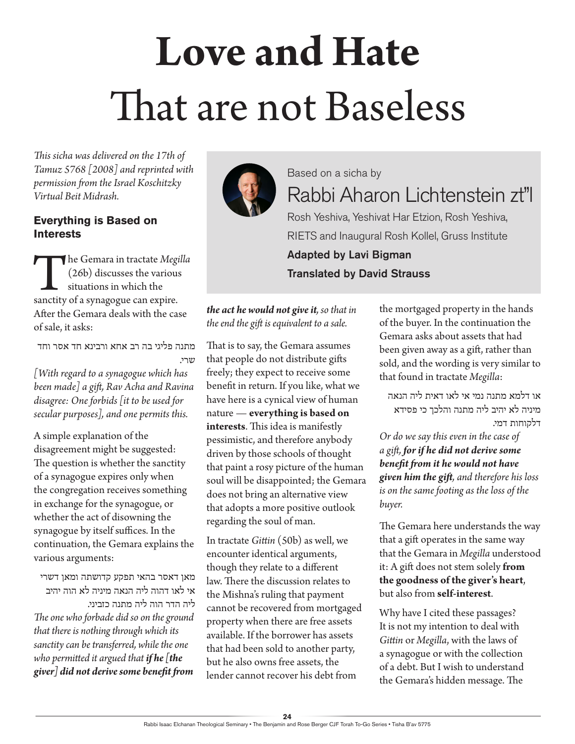# Love and Hate That are not Baseless

Based on a sicha by

## Rabbi Aharon Lichtenstein zt"l

Rosh Yeshiva, Yeshivat Har Etzion, Rosh Yeshiva, RIETS and Inaugural Rosh Kollel, Gruss Institute

**Adapted by Lavi Bigman**

**Translated by David Strauss**

*This sicha was delivered on the 17th of Tamuz 5768 [2008] and reprinted with permission from the Israel Koschitzky Virtual Beit Midrash.*

### Everything is Based on Interests

The Gemara in tractate *Megilla* (26b) discusses the various situations in which the sanctity of a synagogue can expire. After the Gemara deals with the case of sale, it asks:

מתנה פליגי בה רב אחא ורבינא חד אסר וחד שרי.

*[With regard to a synagogue which has been made] a gift, Rav Acha and Ravina disagree: One forbids [it to be used for secular purposes], and one permits this.*

A simple explanation of the disagreement might be suggested: The question is whether the sanctity of a synagogue expires only when the congregation receives something in exchange for the synagogue, or whether the act of disowning the synagogue by itself suffices. In the continuation, the Gemara explains the various arguments:

מאן דאסר בהאי תפקע קדושתה ומאן דשרי אי לאו דהוה ליה הנאה מיניה לא הוה יהיב ליה הדר הוה ליה מתנה כזביני.

*The one who forbade did so on the ground that there is nothing through which its sanctity can be transferred, while the one who permitted it argued that **if he [the giver] did not derive some benefit from the act he would not give it**, so that in the end the gift is equivalent to a sale.*

That is to say, the Gemara assumes that people do not distribute gifts freely; they expect to receive some benefit in return. If you like, what we have here is a cynical view of human nature — **everything is based on interests**. This idea is manifestly pessimistic, and therefore anybody driven by those schools of thought that paint a rosy picture of the human soul will be disappointed; the Gemara does not bring an alternative view that adopts a more positive outlook regarding the soul of man.

In tractate *Gittin* (50b) as well, we encounter identical arguments, though they relate to a different law. There the discussion relates to the Mishna's ruling that payment cannot be recovered from mortgaged property when there are free assets available. If the borrower has assets that had been sold to another party, but he also owns free assets, the lender cannot recover his debt from the mortgaged property in the hands of the buyer. In the continuation the Gemara asks about assets that had been given away as a gift, rather than sold, and the wording is very similar to that found in tractate *Megilla*:

או דלמא מתנה נמי אי לאו דאית ליה הנאה מיניה לא יהיב ליה מתנה והלכך כי פסידא דלקוחות דמי.

*Or do we say this even in the case of a gift, **for if he did not derive some benefit from it he would not have given him the gift**, and therefore his loss is on the same footing as the loss of the buyer.*

The Gemara here understands the way that a gift operates in the same way that the Gemara in *Megilla* understood it: A gift does not stem solely **from the goodness of the giver's heart**, but also from **self-interest**.

Why have I cited these passages? It is not my intention to deal with *Gittin* or *Megilla*, with the laws of a synagogue or with the collection of a debt. But I wish to understand the Gemara's hidden message. The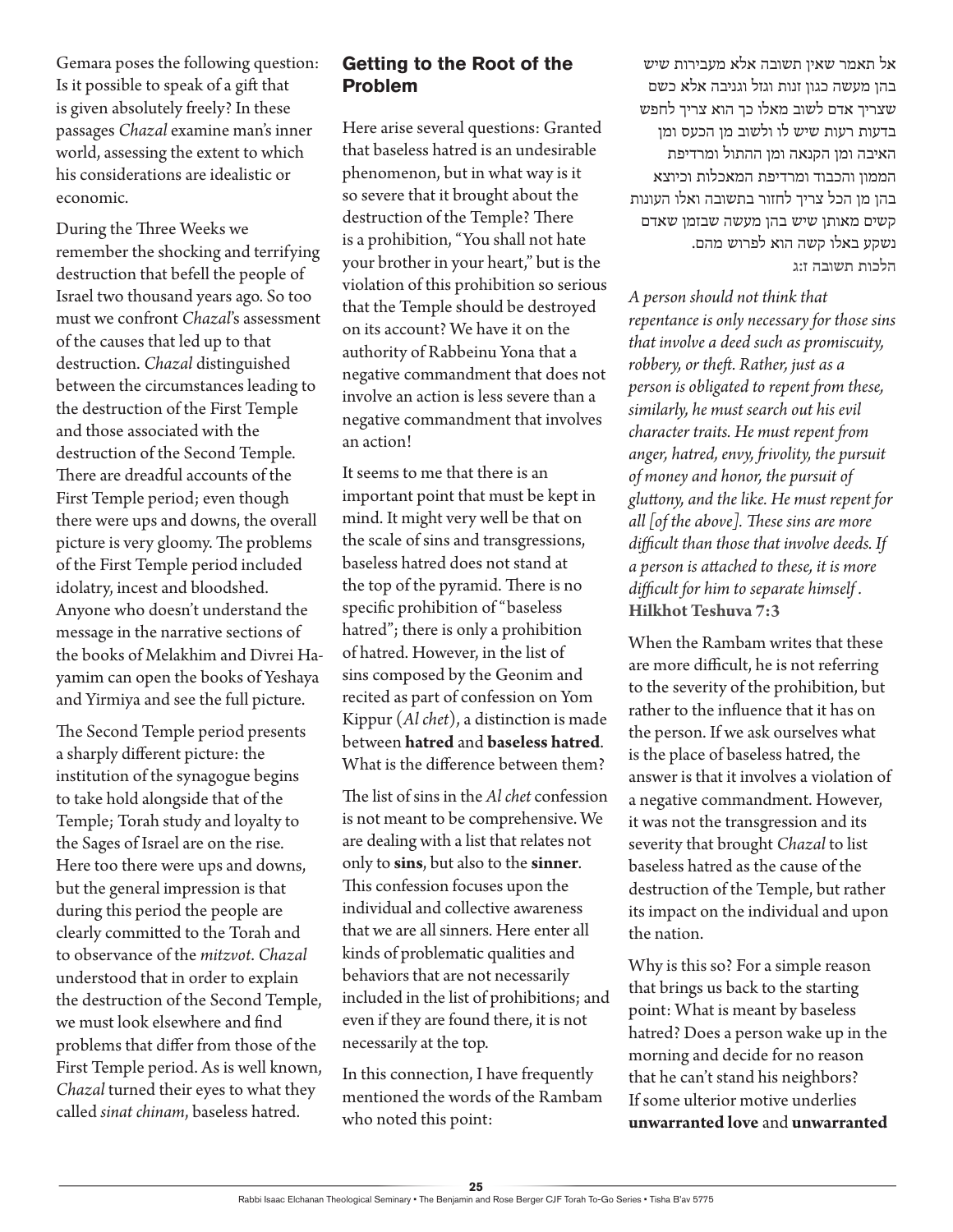Gemara poses the following question: Is it possible to speak of a gift that is given absolutely freely? In these passages *Chazal* examine man's inner world, assessing the extent to which his considerations are idealistic or economic.

During the Three Weeks we remember the shocking and terrifying destruction that befell the people of Israel two thousand years ago. So too must we confront *Chazal*'s assessment of the causes that led up to that destruction. *Chazal* distinguished between the circumstances leading to the destruction of the First Temple and those associated with the destruction of the Second Temple. There are dreadful accounts of the First Temple period; even though there were ups and downs, the overall picture is very gloomy. The problems of the First Temple period included idolatry, incest and bloodshed. Anyone who doesn't understand the message in the narrative sections of the books of Melakhim and Divrei Ha-yamim can open the books of Yeshaya and Yirmiya and see the full picture.

The Second Temple period presents a sharply different picture: the institution of the synagogue begins to take hold alongside that of the Temple; Torah study and loyalty to the Sages of Israel are on the rise. Here too there were ups and downs, but the general impression is that during this period the people are clearly committed to the Torah and to observance of the *mitzvot*. *Chazal* understood that in order to explain the destruction of the Second Temple, we must look elsewhere and find problems that differ from those of the First Temple period. As is well known, *Chazal* turned their eyes to what they called *sinat chinam*, baseless hatred.

## Getting to the Root of the Problem

Here arise several questions: Granted that baseless hatred is an undesirable phenomenon, but in what way is it so severe that it brought about the destruction of the Temple? There is a prohibition, "You shall not hate your brother in your heart," but is the violation of this prohibition so serious that the Temple should be destroyed on its account? We have it on the authority of Rabbeinu Yona that a negative commandment that does not involve an action is less severe than a negative commandment that involves an action!

It seems to me that there is an important point that must be kept in mind. It might very well be that on the scale of sins and transgressions, baseless hatred does not stand at the top of the pyramid. There is no specific prohibition of "baseless hatred"; there is only a prohibition of hatred. However, in the list of sins composed by the Geonim and recited as part of confession on Yom Kippur (*Al chet*), a distinction is made between **hatred** and **baseless hatred**. What is the difference between them?

The list of sins in the *Al chet* confession is not meant to be comprehensive. We are dealing with a list that relates not only to **sins**, but also to the **sinner**. This confession focuses upon the individual and collective awareness that we are all sinners. Here enter all kinds of problematic qualities and behaviors that are not necessarily included in the list of prohibitions; and even if they are found there, it is not necessarily at the top.

In this connection, I have frequently mentioned the words of the Rambam who noted this point:

אל תאמר שאין תשובה אלא מעבירות שיש בהן מעשה כגון זנות וגזל וגניבה אלא כשם שצריך אדם לשוב מאלו כך הוא צריך לחפש בדעות רעות שיש לו ולשוב מן הכעס ומן האיבה ומן הקנאה ומן ההתול ומרדיפת הממון והכבוד ומרדיפת המאכלות וכיוצא בהן מן הכל צריך לחזור בתשובה ואלו העונות קשים מאותן שיש בהן מעשה שבזמן שאדם נשקע באלו קשה הוא לפרוש מהם.
הלכות תשובה ז:ג

*A person should not think that repentance is only necessary for those sins that involve a deed such as promiscuity, robbery, or theft. Rather, just as a person is obligated to repent from these, similarly, he must search out his evil character traits. He must repent from anger, hatred, envy, frivolity, the pursuit of money and honor, the pursuit of gluttony, and the like. He must repent for all [of the above]. These sins are more difficult than those that involve deeds. If a person is attached to these, it is more difficult for him to separate himself .*
**Hilkhot Teshuva 7:3**

When the Rambam writes that these are more difficult, he is not referring to the severity of the prohibition, but rather to the influence that it has on the person. If we ask ourselves what is the place of baseless hatred, the answer is that it involves a violation of a negative commandment. However, it was not the transgression and its severity that brought *Chazal* to list baseless hatred as the cause of the destruction of the Temple, but rather its impact on the individual and upon the nation.

Why is this so? For a simple reason that brings us back to the starting point: What is meant by baseless hatred? Does a person wake up in the morning and decide for no reason that he can't stand his neighbors? If some ulterior motive underlies **unwarranted love** and **unwarranted**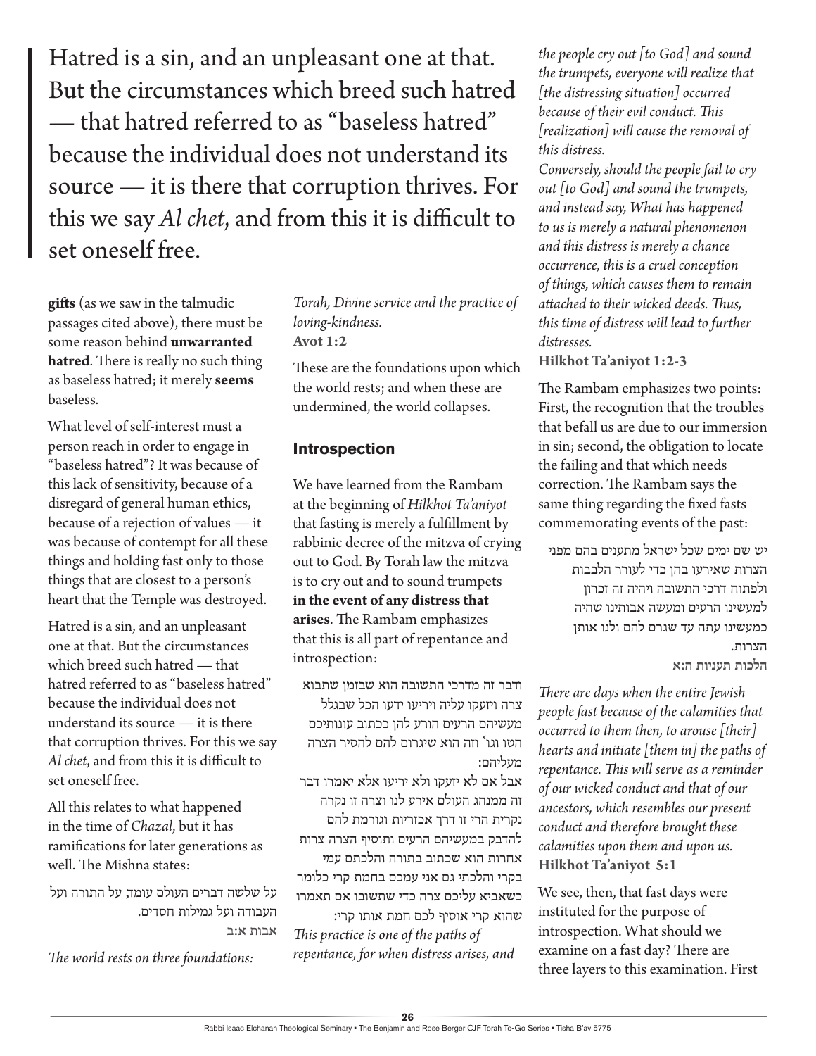> Hatred is a sin, and an unpleasant one at that. But the circumstances which breed such hatred — that hatred referred to as "baseless hatred" because the individual does not understand its source — it is there that corruption thrives. For this we say *Al chet*, and from this it is difficult to set oneself free.

**gifts** (as we saw in the talmudic passages cited above), there must be some reason behind **unwarranted hatred**. There is really no such thing as baseless hatred; it merely **seems** baseless.

What level of self-interest must a person reach in order to engage in "baseless hatred"? It was because of this lack of sensitivity, because of a disregard of general human ethics, because of a rejection of values — it was because of contempt for all these things and holding fast only to those things that are closest to a person's heart that the Temple was destroyed.

Hatred is a sin, and an unpleasant one at that. But the circumstances which breed such hatred — that hatred referred to as "baseless hatred" because the individual does not understand its source — it is there that corruption thrives. For this we say *Al chet*, and from this it is difficult to set oneself free.

All this relates to what happened in the time of *Chazal*, but it has ramifications for later generations as well. The Mishna states:

על שלשה דברים העולם עומד, על התורה ועל העבודה ועל גמילות חסדים.
אבות א:ב

*The world rests on three foundations: Torah, Divine service and the practice of loving-kindness.*
**Avot 1:2**

These are the foundations upon which the world rests; and when these are undermined, the world collapses.

## Introspection

We have learned from the Rambam at the beginning of *Hilkhot Ta'aniyot* that fasting is merely a fulfillment by rabbinic decree of the mitzva of crying out to God. By Torah law the mitzva is to cry out and to sound trumpets **in the event of any distress that arises**. The Rambam emphasizes that this is all part of repentance and introspection:

ודבר זה מדרכי התשובה הוא שבזמן שתבוא צרה ויזעקו עליה ויריעו ידעו הכל שבגלל מעשיהם הרעים הורע להן ככתוב עונותיכם הטו וגו' וזה הוא שיגרום להם להסיר הצרה מעליהם:
אבל אם לא יזעקו ולא יריעו אלא יאמרו דבר זה ממנהג העולם אירע לנו וצרה זו נקרה נקרית הרי זו דרך אכזריות וגורמת להם להדבק במעשיהם הרעים ותוסיף הצרה צרות אחרות הוא שכתוב בתורה והלכתם עמי בקרי והלכתי גם אני עמכם בחמת קרי כלומר כשאביא עליכם צרה כדי שתשובו אם תאמרו שהוא קרי אוסיף לכם חמת אותו קרי:

*This practice is one of the paths of repentance, for when distress arises, and the people cry out [to God] and sound the trumpets, everyone will realize that [the distressing situation] occurred because of their evil conduct. This [realization] will cause the removal of this distress.*
*Conversely, should the people fail to cry out [to God] and sound the trumpets, and instead say, What has happened to us is merely a natural phenomenon and this distress is merely a chance occurrence, this is a cruel conception of things, which causes them to remain attached to their wicked deeds. Thus, this time of distress will lead to further distresses.*
**Hilkhot Ta'aniyot 1:2-3**

The Rambam emphasizes two points: First, the recognition that the troubles that befall us are due to our immersion in sin; second, the obligation to locate the failing and that which needs correction. The Rambam says the same thing regarding the fixed fasts commemorating events of the past:

יש שם ימים שכל ישראל מתענים בהם מפני הצרות שאירעו בהן כדי לעורר הלבבות ולפתוח דרכי התשובה ויהיה זה זכרון למעשינו הרעים ומעשה אבותינו שהיה כמעשינו עתה עד שגרם להם ולנו אותן הצרות.
הלכות תעניות ה:א

*There are days when the entire Jewish people fast because of the calamities that occurred to them then, to arouse [their] hearts and initiate [them in] the paths of repentance. This will serve as a reminder of our wicked conduct and that of our ancestors, which resembles our present conduct and therefore brought these calamities upon them and upon us.*
**Hilkhot Ta'aniyot 5:1**

We see, then, that fast days were instituted for the purpose of introspection. What should we examine on a fast day? There are three layers to this examination. First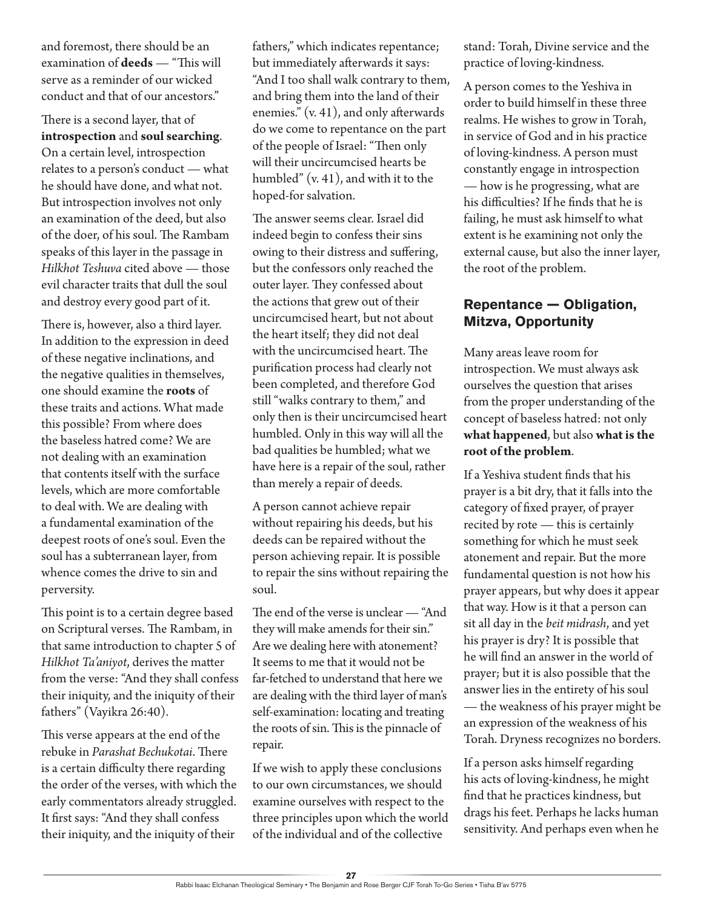and foremost, there should be an examination of **deeds** — "This will serve as a reminder of our wicked conduct and that of our ancestors."

There is a second layer, that of **introspection** and **soul searching**. On a certain level, introspection relates to a person's conduct — what he should have done, and what not. But introspection involves not only an examination of the deed, but also of the doer, of his soul. The Rambam speaks of this layer in the passage in *Hilkhot Teshuva* cited above — those evil character traits that dull the soul and destroy every good part of it.

There is, however, also a third layer. In addition to the expression in deed of these negative inclinations, and the negative qualities in themselves, one should examine the **roots** of these traits and actions. What made this possible? From where does the baseless hatred come? We are not dealing with an examination that contents itself with the surface levels, which are more comfortable to deal with. We are dealing with a fundamental examination of the deepest roots of one's soul. Even the soul has a subterranean layer, from whence comes the drive to sin and perversity.

This point is to a certain degree based on Scriptural verses. The Rambam, in that same introduction to chapter 5 of *Hilkhot Ta'aniyot*, derives the matter from the verse: "And they shall confess their iniquity, and the iniquity of their fathers" (Vayikra 26:40).

This verse appears at the end of the rebuke in *Parashat Bechukotai*. There is a certain difficulty there regarding the order of the verses, with which the early commentators already struggled. It first says: "And they shall confess their iniquity, and the iniquity of their fathers," which indicates repentance; but immediately afterwards it says: "And I too shall walk contrary to them, and bring them into the land of their enemies." (v. 41), and only afterwards do we come to repentance on the part of the people of Israel: "Then only will their uncircumcised hearts be humbled" (v. 41), and with it to the hoped-for salvation.

The answer seems clear. Israel did indeed begin to confess their sins owing to their distress and suffering, but the confessors only reached the outer layer. They confessed about the actions that grew out of their uncircumcised heart, but not about the heart itself; they did not deal with the uncircumcised heart. The purification process had clearly not been completed, and therefore God still "walks contrary to them," and only then is their uncircumcised heart humbled. Only in this way will all the bad qualities be humbled; what we have here is a repair of the soul, rather than merely a repair of deeds.

A person cannot achieve repair without repairing his deeds, but his deeds can be repaired without the person achieving repair. It is possible to repair the sins without repairing the soul.

The end of the verse is unclear — "And they will make amends for their sin." Are we dealing here with atonement? It seems to me that it would not be far-fetched to understand that here we are dealing with the third layer of man's self-examination: locating and treating the roots of sin. This is the pinnacle of repair.

If we wish to apply these conclusions to our own circumstances, we should examine ourselves with respect to the three principles upon which the world of the individual and of the collective stand: Torah, Divine service and the practice of loving-kindness.

A person comes to the Yeshiva in order to build himself in these three realms. He wishes to grow in Torah, in service of God and in his practice of loving-kindness. A person must constantly engage in introspection — how is he progressing, what are his difficulties? If he finds that he is failing, he must ask himself to what extent is he examining not only the external cause, but also the inner layer, the root of the problem.

## Repentance — Obligation, Mitzva, Opportunity

Many areas leave room for introspection. We must always ask ourselves the question that arises from the proper understanding of the concept of baseless hatred: not only **what happened**, but also **what is the root of the problem**.

If a Yeshiva student finds that his prayer is a bit dry, that it falls into the category of fixed prayer, of prayer recited by rote — this is certainly something for which he must seek atonement and repair. But the more fundamental question is not how his prayer appears, but why does it appear that way. How is it that a person can sit all day in the *beit midrash*, and yet his prayer is dry? It is possible that he will find an answer in the world of prayer; but it is also possible that the answer lies in the entirety of his soul — the weakness of his prayer might be an expression of the weakness of his Torah. Dryness recognizes no borders.

If a person asks himself regarding his acts of loving-kindness, he might find that he practices kindness, but drags his feet. Perhaps he lacks human sensitivity. And perhaps even when he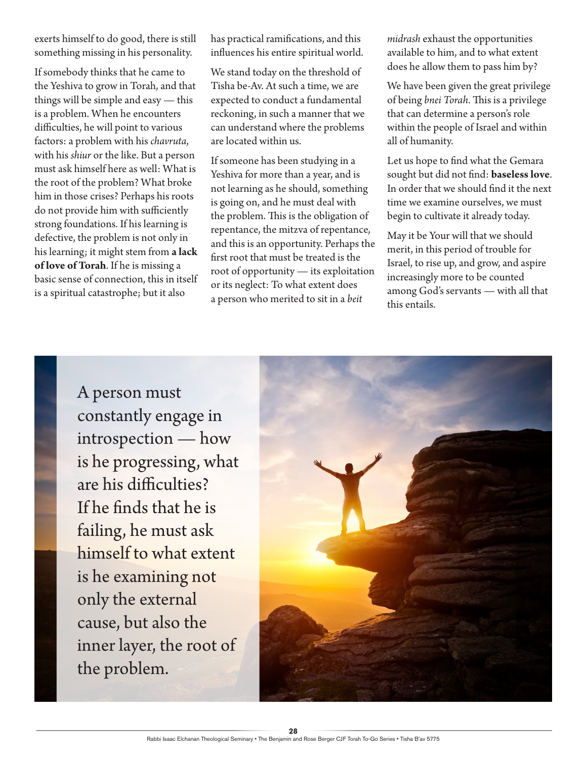exerts himself to do good, there is still something missing in his personality.

If somebody thinks that he came to the Yeshiva to grow in Torah, and that things will be simple and easy — this is a problem. When he encounters difficulties, he will point to various factors: a problem with his *chavruta*, with his *shiur* or the like. But a person must ask himself here as well: What is the root of the problem? What broke him in those crises? Perhaps his roots do not provide him with sufficiently strong foundations. If his learning is defective, the problem is not only in his learning; it might stem from **a lack of love of Torah**. If he is missing a basic sense of connection, this in itself is a spiritual catastrophe; but it also has practical ramifications, and this influences his entire spiritual world.

We stand today on the threshold of Tisha be-Av. At such a time, we are expected to conduct a fundamental reckoning, in such a manner that we can understand where the problems are located within us.

If someone has been studying in a Yeshiva for more than a year, and is not learning as he should, something is going on, and he must deal with the problem. This is the obligation of repentance, the mitzva of repentance, and this is an opportunity. Perhaps the first root that must be treated is the root of opportunity — its exploitation or its neglect: To what extent does a person who merited to sit in a *beit midrash* exhaust the opportunities available to him, and to what extent does he allow them to pass him by?

We have been given the great privilege of being *bnei Torah*. This is a privilege that can determine a person's role within the people of Israel and within all of humanity.

Let us hope to find what the Gemara sought but did not find: **baseless love**. In order that we should find it the next time we examine ourselves, we must begin to cultivate it already today.

May it be Your will that we should merit, in this period of trouble for Israel, to rise up, and grow, and aspire increasingly more to be counted among God's servants — with all that this entails.

A person must constantly engage in introspection — how is he progressing, what are his difficulties? If he finds that he is failing, he must ask himself to what extent is he examining not only the external cause, but also the inner layer, the root of the problem.